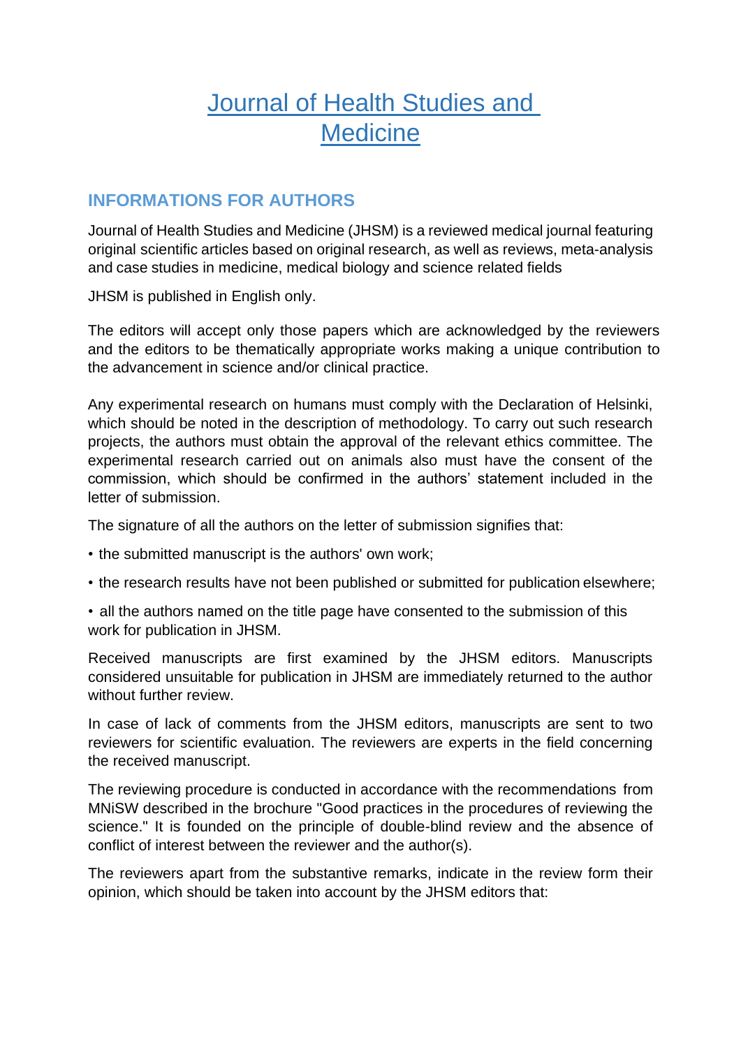# Journal of Health Studies and Medicine

## INFORMATIONS FOR AUTHORS

Journal of Health Studies and Medicine (JHSM) is a reviewed medical journal featuring original scientific articles based on original research, as well as reviews, meta-analysis and case studies in medicine, medical biology and science related fields

JHSM is published in English only.

The editors will accept only those papers which are acknowledged by the reviewers and the editors to be thematically appropriate works making a unique contribution to the advancement in science and/or clinical practice.

Any experimental research on humans must comply with the Declaration of Helsinki, which should be noted in the description of methodology. To carry out such research projects, the authors must obtain the approval of the relevant ethics committee. The experimental research carried out on animals also must have the consent of the commission, which should be confirmed in the authors' statement included in the letter of submission.

The signature of all the authors on the letter of submission signifies that:

- the submitted manuscript is the authors' own work;
- the research results have not been published or submitted for publication elsewhere;
- all the authors named on the title page have consented to the submission of this work for publication in JHSM.

Received manuscripts are first examined by the JHSM editors. Manuscripts considered unsuitable for publication in JHSM are immediately returned to the author without further review.

In case of lack of comments from the JHSM editors, manuscripts are sent to two reviewers for scientific evaluation. The reviewers are experts in the field concerning the received manuscript.

The reviewing procedure is conducted in accordance with the recommendations from MNiSW described in the brochure "Good practices in the procedures of reviewing the science." It is founded on the principle of double-blind review and the absence of conflict of interest between the reviewer and the author(s).

The reviewers apart from the substantive remarks, indicate in the review form their opinion, which should be taken into account by the JHSM editors that: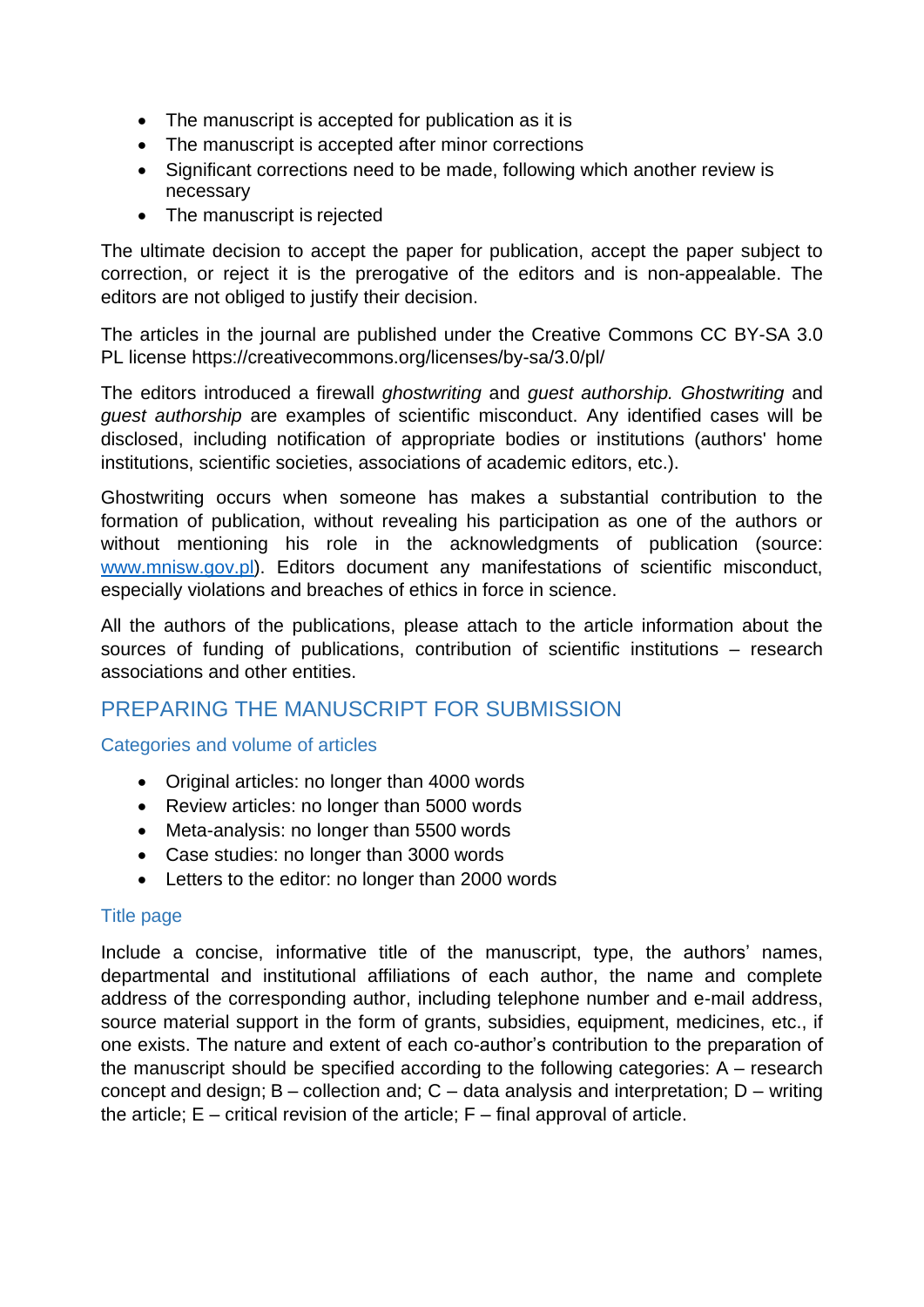- The manuscript is accepted for publication as it is
- The manuscript is accepted after minor corrections
- Significant corrections need to be made, following which another review is necessary
- The manuscript is rejected

The ultimate decision to accept the paper for publication, accept the paper subject to correction, or reject it is the prerogative of the editors and is non-appealable. The editors are not obliged to justify their decision.

The articles in the journal are published under the Creative Commons CC BY-SA 3.0 PL license https://creativecommons.org/licenses/by-sa/3.0/pl/

The editors introduced a firewall *ghostwriting* and *guest authorship. Ghostwriting* and *guest authorship* are examples of scientific misconduct. Any identified cases will be disclosed, including notification of appropriate bodies or institutions (authors' home institutions, scientific societies, associations of academic editors, etc.).

Ghostwriting occurs when someone has makes a substantial contribution to the formation of publication, without revealing his participation as one of the authors or without mentioning his role in the acknowledgments of publication (source: www.mnisw.gov.pl). Editors document any manifestations of scientific misconduct, especially violations and breaches of ethics in force in science.

All the authors of the publications, please attach to the article information about the sources of funding of publications, contribution of scientific institutions – research associations and other entities.

## PREPARING THE MANUSCRIPT FOR SUBMISSION

### Categories and volume of articles

- Original articles: no longer than 4000 words
- Review articles: no longer than 5000 words
- Meta-analysis: no longer than 5500 words
- Case studies: no longer than 3000 words
- Letters to the editor: no longer than 2000 words

### Title page

Include a concise, informative title of the manuscript, type, the authors' names, departmental and institutional affiliations of each author, the name and complete address of the corresponding author, including telephone number and e-mail address, source material support in the form of grants, subsidies, equipment, medicines, etc., if one exists. The nature and extent of each co-author's contribution to the preparation of the manuscript should be specified according to the following categories: A – research concept and design; B – collection and; C – data analysis and interpretation; D – writing the article; E – critical revision of the article; F – final approval of article.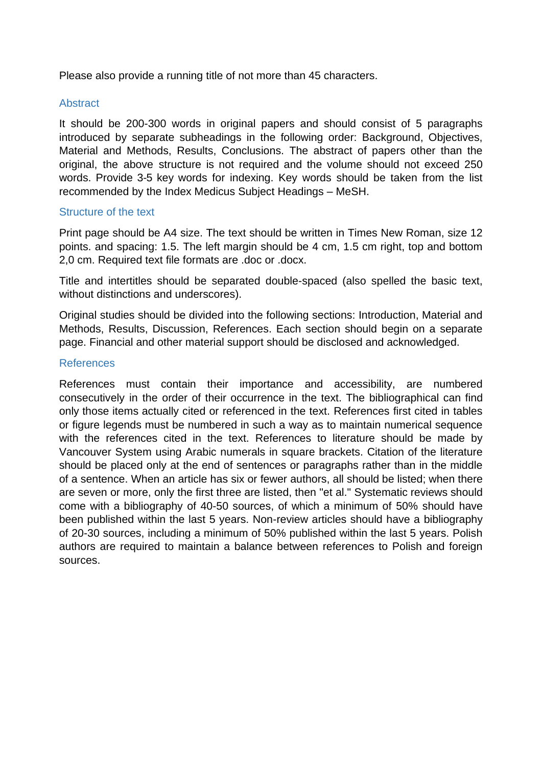Please also provide a running title of not more than 45 characters.

## Abstract

It should be 200-300 words in original papers and should consist of 5 paragraphs introduced by separate subheadings in the following order: Background, Objectives, Material and Methods, Results, Conclusions. The abstract of papers other than the original, the above structure is not required and the volume should not exceed 250 words. Provide 3-5 key words for indexing. Key words should be taken from the list recommended by the Index Medicus Subject Headings – MeSH.

## Structure of the text

Print page should be A4 size. The text should be written in Times New Roman, size 12 points. and spacing: 1.5. The left margin should be 4 cm, 1.5 cm right, top and bottom 2,0 cm. Required text file formats are .doc or .docx.

Title and intertitles should be separated double-spaced (also spelled the basic text, without distinctions and underscores).

Original studies should be divided into the following sections: Introduction, Material and Methods, Results, Discussion, References. Each section should begin on a separate page. Financial and other material support should be disclosed and acknowledged.

## References

References must contain their importance and accessibility, are numbered consecutively in the order of their occurrence in the text. The bibliographical can find only those items actually cited or referenced in the text. References first cited in tables or figure legends must be numbered in such a way as to maintain numerical sequence with the references cited in the text. References to literature should be made by Vancouver System using Arabic numerals in square brackets. Citation of the literature should be placed only at the end of sentences or paragraphs rather than in the middle of a sentence. When an article has six or fewer authors, all should be listed; when there are seven or more, only the first three are listed, then "et al." Systematic reviews should come with a bibliography of 40-50 sources, of which a minimum of 50% should have been published within the last 5 years. Non-review articles should have a bibliography of 20-30 sources, including a minimum of 50% published within the last 5 years. Polish authors are required to maintain a balance between references to Polish and foreign sources.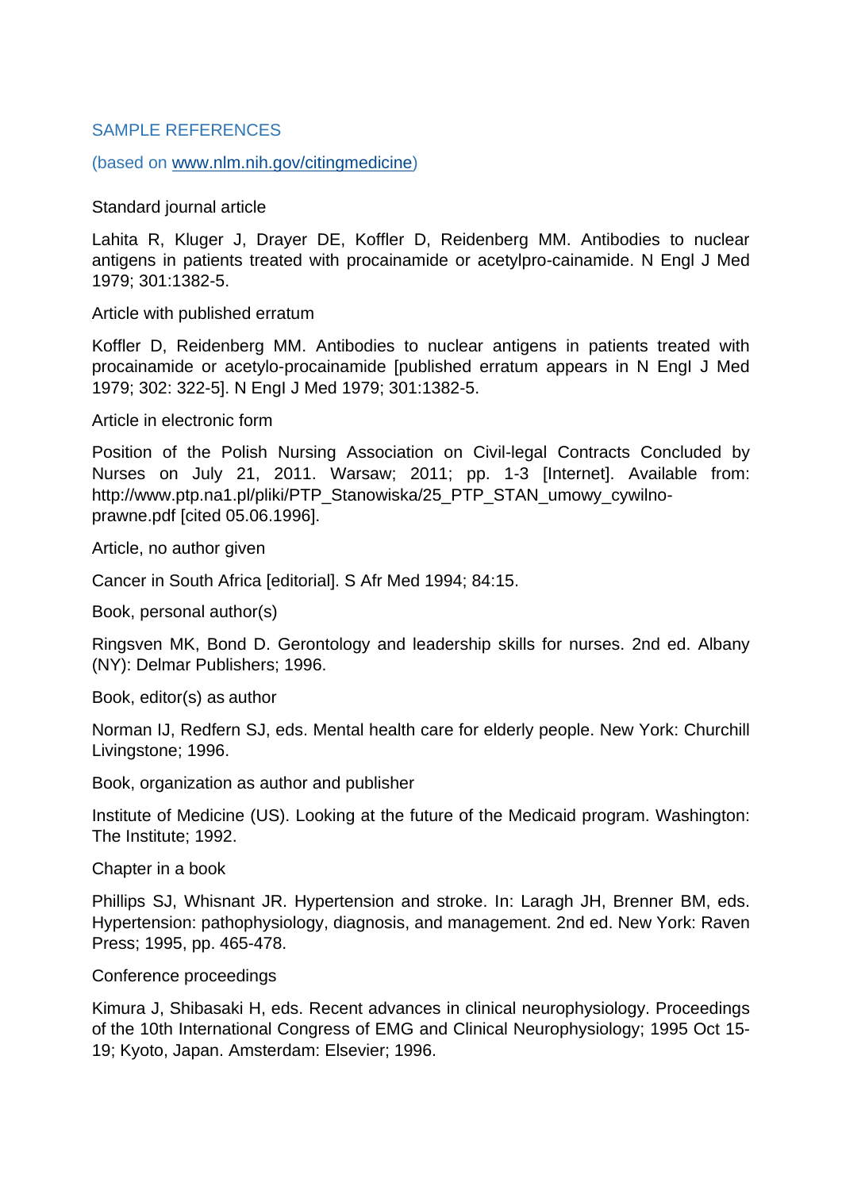## SAMPLE REFERENCES

(based on [www.nlm.nih.gov/citingmedicine](http://www.nlm.nih.gov/citingmedicine))

Standard journal article

Lahita R, Kluger J, Drayer DE, Koffler D, Reidenberg MM. Antibodies to nuclear antigens in patients treated with procainamide or acetylpro-cainamide. N Engl J Med 1979; 301:1382-5.

Article with published erratum

Koffler D, Reidenberg MM. Antibodies to nuclear antigens in patients treated with procainamide or acetylo-procainamide [published erratum appears in N Engl J Med 1979; 302: 322-5]. N Engl J Med 1979; 301:1382-5.

Article in electronic form

Position of the Polish Nursing Association on Civil-legal Contracts Concluded by Nurses on July 21, 2011. Warsaw; 2011; pp. 1-3 [Internet]. Available from: http://www.ptp.na1.pl/pliki/PTP_Stanowiska/25_PTP_STAN_umowy_cywilno-prawne.pdf [cited 05.06.1996].

Article, no author given

Cancer in South Africa [editorial]. S Afr Med 1994; 84:15.

Book, personal author(s)

Ringsven MK, Bond D. Gerontology and leadership skills for nurses. 2nd ed. Albany (NY): Delmar Publishers; 1996.

Book, editor(s) as author

Norman IJ, Redfern SJ, eds. Mental health care for elderly people. New York: Churchill Livingstone; 1996.

Book, organization as author and publisher

Institute of Medicine (US). Looking at the future of the Medicaid program. Washington: The Institute; 1992.

Chapter in a book

Phillips SJ, Whisnant JR. Hypertension and stroke. In: Laragh JH, Brenner BM, eds. Hypertension: pathophysiology, diagnosis, and management. 2nd ed. New York: Raven Press; 1995, pp. 465-478.

Conference proceedings

Kimura J, Shibasaki H, eds. Recent advances in clinical neurophysiology. Proceedings of the 10th International Congress of EMG and Clinical Neurophysiology; 1995 Oct 15-19; Kyoto, Japan. Amsterdam: Elsevier; 1996.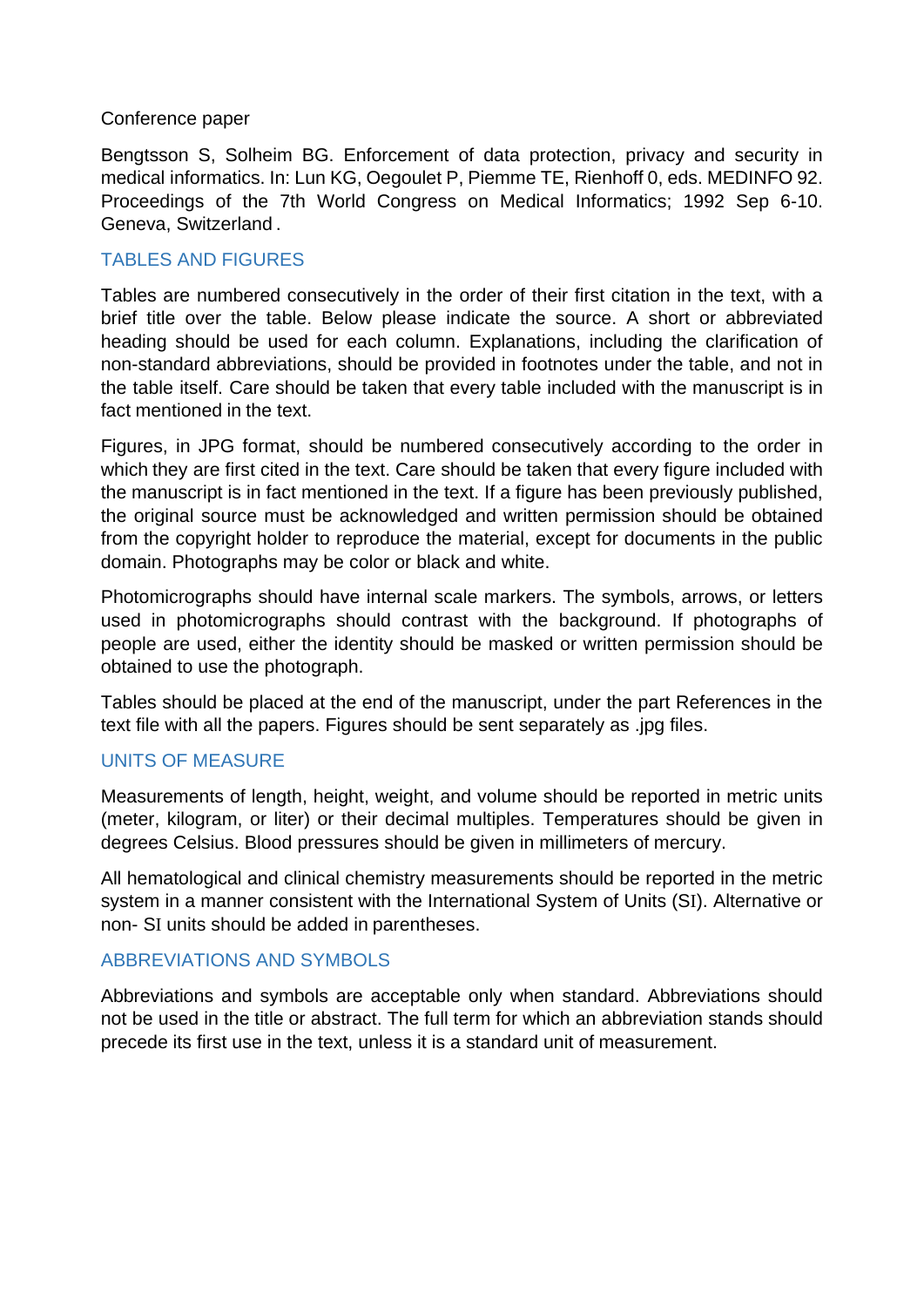Conference paper

Bengtsson S, Solheim BG. Enforcement of data protection, privacy and security in medical informatics. In: Lun KG, Oegoulet P, Piemme TE, Rienhoff 0, eds. MEDINFO 92. Proceedings of the 7th World Congress on Medical Informatics; 1992 Sep 6-10. Geneva, Switzerland .

## TABLES AND FIGURES

Tables are numbered consecutively in the order of their first citation in the text, with a brief title over the table. Below please indicate the source. A short or abbreviated heading should be used for each column. Explanations, including the clarification of non-standard abbreviations, should be provided in footnotes under the table, and not in the table itself. Care should be taken that every table included with the manuscript is in fact mentioned in the text.

Figures, in JPG format, should be numbered consecutively according to the order in which they are first cited in the text. Care should be taken that every figure included with the manuscript is in fact mentioned in the text. If a figure has been previously published, the original source must be acknowledged and written permission should be obtained from the copyright holder to reproduce the material, except for documents in the public domain. Photographs may be color or black and white.

Photomicrographs should have internal scale markers. The symbols, arrows, or letters used in photomicrographs should contrast with the background. If photographs of people are used, either the identity should be masked or written permission should be obtained to use the photograph.

Tables should be placed at the end of the manuscript, under the part References in the text file with all the papers. Figures should be sent separately as .jpg files.

## UNITS OF MEASURE

Measurements of length, height, weight, and volume should be reported in metric units (meter, kilogram, or liter) or their decimal multiples. Temperatures should be given in degrees Celsius. Blood pressures should be given in millimeters of mercury.

All hematological and clinical chemistry measurements should be reported in the metric system in a manner consistent with the International System of Units (SI). Alternative or non- SI units should be added in parentheses.

## ABBREVIATIONS AND SYMBOLS

Abbreviations and symbols are acceptable only when standard. Abbreviations should not be used in the title or abstract. The full term for which an abbreviation stands should precede its first use in the text, unless it is a standard unit of measurement.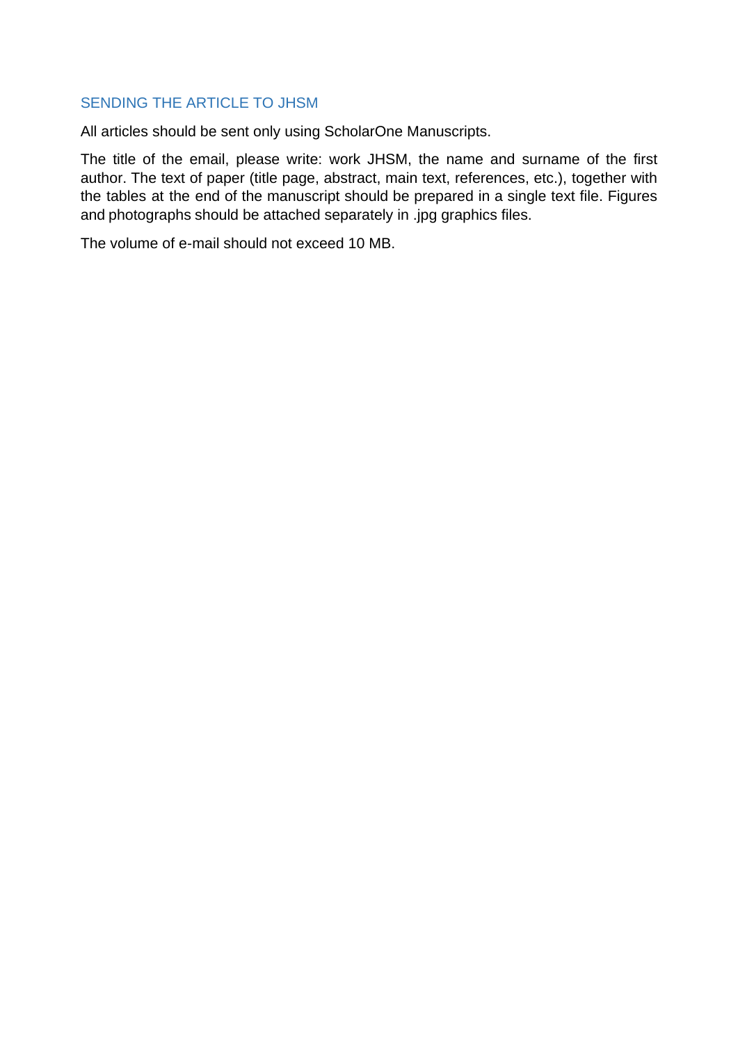## SENDING THE ARTICLE TO JHSM

All articles should be sent only using ScholarOne Manuscripts.

The title of the email, please write: work JHSM, the name and surname of the first author. The text of paper (title page, abstract, main text, references, etc.), together with the tables at the end of the manuscript should be prepared in a single text file. Figures and photographs should be attached separately in .jpg graphics files.

The volume of e-mail should not exceed 10 MB.